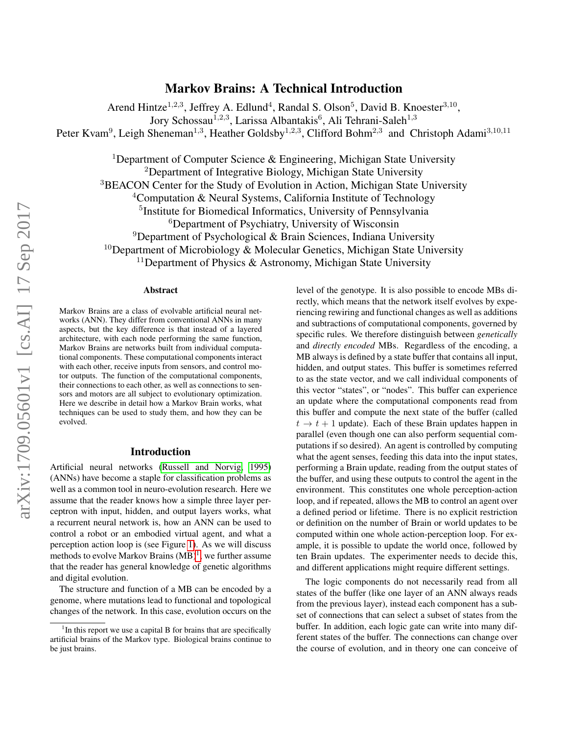# Markov Brains: A Technical Introduction

Arend Hintze[1,2,3], Jeffrey A. Edlund[4], Randal S. Olson[5], David B. Knoester[3,10], Jory Schossau[1,2,3], Larissa Albantakis[6], Ali Tehrani-Saleh[1,3]
Peter Kvam[9], Leigh Sheneman[1,3], Heather Goldsby[1,2,3], Clifford Bohm[2,3] and Christoph Adami[3,10,11]

[1]Department of Computer Science & Engineering, Michigan State University
[2]Department of Integrative Biology, Michigan State University
[3]BEACON Center for the Study of Evolution in Action, Michigan State University
[4]Computation & Neural Systems, California Institute of Technology
[5]Institute for Biomedical Informatics, University of Pennsylvania
[6]Department of Psychiatry, University of Wisconsin
[9]Department of Psychological & Brain Sciences, Indiana University
[10]Department of Microbiology & Molecular Genetics, Michigan State University
[11]Department of Physics & Astronomy, Michigan State University

## Abstract

Markov Brains are a class of evolvable artificial neural networks (ANN). They differ from conventional ANNs in many aspects, but the key difference is that instead of a layered architecture, with each node performing the same function, Markov Brains are networks built from individual computational components. These computational components interact with each other, receive inputs from sensors, and control motor outputs. The function of the computational components, their connections to each other, as well as connections to sensors and motors are all subject to evolutionary optimization. Here we describe in detail how a Markov Brain works, what techniques can be used to study them, and how they can be evolved.

## Introduction

Artificial neural networks (Russell and Norvig, 1995) (ANNs) have become a staple for classification problems as well as a common tool in neuro-evolution research. Here we assume that the reader knows how a simple three layer perceptron with input, hidden, and output layers works, what a recurrent neural network is, how an ANN can be used to control a robot or an embodied virtual agent, and what a perception action loop is (see Figure 1). As we will discuss methods to evolve Markov Brains (MB)[1], we further assume that the reader has general knowledge of genetic algorithms and digital evolution.

The structure and function of a MB can be encoded by a genome, where mutations lead to functional and topological changes of the network. In this case, evolution occurs on the level of the genotype. It is also possible to encode MBs directly, which means that the network itself evolves by experiencing rewiring and functional changes as well as additions and subtractions of computational components, governed by specific rules. We therefore distinguish between *genetically* and *directly encoded* MBs. Regardless of the encoding, a MB always is defined by a state buffer that contains all input, hidden, and output states. This buffer is sometimes referred to as the state vector, and we call individual components of this vector "states", or "nodes". This buffer can experience an update where the computational components read from this buffer and compute the next state of the buffer (called $t \to t+1$ update). Each of these Brain updates happen in parallel (even though one can also perform sequential computations if so desired). An agent is controlled by computing what the agent senses, feeding this data into the input states, performing a Brain update, reading from the output states of the buffer, and using these outputs to control the agent in the environment. This constitutes one whole perception-action loop, and if repeated, allows the MB to control an agent over a defined period or lifetime. There is no explicit restriction or definition on the number of Brain or world updates to be computed within one whole action-perception loop. For example, it is possible to update the world once, followed by ten Brain updates. The experimenter needs to decide this, and different applications might require different settings.

The logic components do not necessarily read from all states of the buffer (like one layer of an ANN always reads from the previous layer), instead each component has a subset of connections that can select a subset of states from the buffer. In addition, each logic gate can write into many different states of the buffer. The connections can change over the course of evolution, and in theory one can conceive of

[1]In this report we use a capital B for brains that are specifically artificial brains of the Markov type. Biological brains continue to be just brains.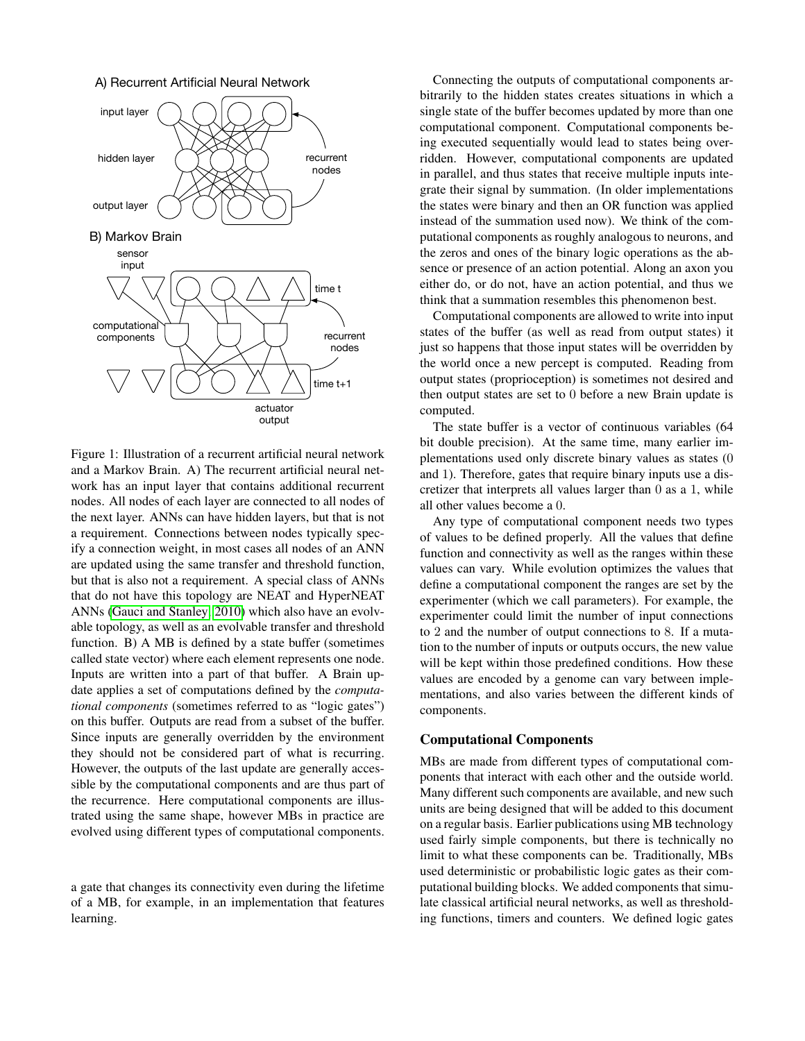Figure 1: Illustration of a recurrent artificial neural network and a Markov Brain. A) The recurrent artificial neural network has an input layer that contains additional recurrent nodes. All nodes of each layer are connected to all nodes of the next layer. ANNs can have hidden layers, but that is not a requirement. Connections between nodes typically specify a connection weight, in most cases all nodes of an ANN are updated using the same transfer and threshold function, but that is also not a requirement. A special class of ANNs that do not have this topology are NEAT and HyperNEAT ANNs (Gauci and Stanley, 2010) which also have an evolvable topology, as well as an evolvable transfer and threshold function. B) A MB is defined by a state buffer (sometimes called state vector) where each element represents one node. Inputs are written into a part of that buffer. A Brain update applies a set of computations defined by the *computational components* (sometimes referred to as "logic gates") on this buffer. Outputs are read from a subset of the buffer. Since inputs are generally overridden by the environment they should not be considered part of what is recurring. However, the outputs of the last update are generally accessible by the computational components and are thus part of the recurrence. Here computational components are illustrated using the same shape, however MBs in practice are evolved using different types of computational components.

a gate that changes its connectivity even during the lifetime of a MB, for example, in an implementation that features learning.

Connecting the outputs of computational components arbitrarily to the hidden states creates situations in which a single state of the buffer becomes updated by more than one computational component. Computational components being executed sequentially would lead to states being overridden. However, computational components are updated in parallel, and thus states that receive multiple inputs integrate their signal by summation. (In older implementations the states were binary and then an OR function was applied instead of the summation used now). We think of the computational components as roughly analogous to neurons, and the zeros and ones of the binary logic operations as the absence or presence of an action potential. Along an axon you either do, or do not, have an action potential, and thus we think that a summation resembles this phenomenon best.

Computational components are allowed to write into input states of the buffer (as well as read from output states) it just so happens that those input states will be overridden by the world once a new percept is computed. Reading from output states (proprioception) is sometimes not desired and then output states are set to 0 before a new Brain update is computed.

The state buffer is a vector of continuous variables (64 bit double precision). At the same time, many earlier implementations used only discrete binary values as states (0 and 1). Therefore, gates that require binary inputs use a discretizer that interprets all values larger than 0 as a 1, while all other values become a 0.

Any type of computational component needs two types of values to be defined properly. All the values that define function and connectivity as well as the ranges within these values can vary. While evolution optimizes the values that define a computational component the ranges are set by the experimenter (which we call parameters). For example, the experimenter could limit the number of input connections to 2 and the number of output connections to 8. If a mutation to the number of inputs or outputs occurs, the new value will be kept within those predefined conditions. How these values are encoded by a genome can vary between implementations, and also varies between the different kinds of components.

## Computational Components

MBs are made from different types of computational components that interact with each other and the outside world. Many different such components are available, and new such units are being designed that will be added to this document on a regular basis. Earlier publications using MB technology used fairly simple components, but there is technically no limit to what these components can be. Traditionally, MBs used deterministic or probabilistic logic gates as their computational building blocks. We added components that simulate classical artificial neural networks, as well as thresholding functions, timers and counters. We defined logic gates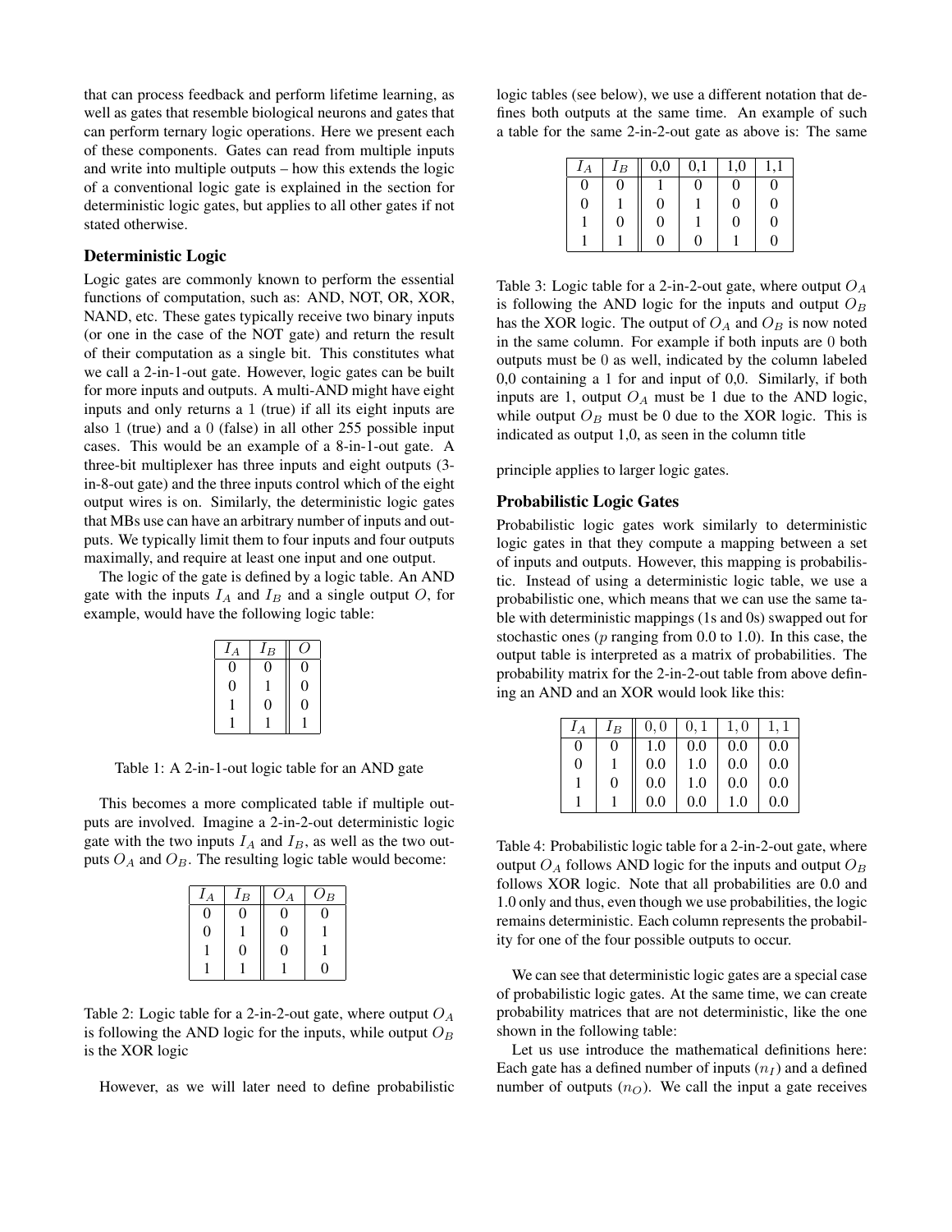that can process feedback and perform lifetime learning, as well as gates that resemble biological neurons and gates that can perform ternary logic operations. Here we present each of these components. Gates can read from multiple inputs and write into multiple outputs – how this extends the logic of a conventional logic gate is explained in the section for deterministic logic gates, but applies to all other gates if not stated otherwise.

## Deterministic Logic

Logic gates are commonly known to perform the essential functions of computation, such as: AND, NOT, OR, XOR, NAND, etc. These gates typically receive two binary inputs (or one in the case of the NOT gate) and return the result of their computation as a single bit. This constitutes what we call a 2-in-1-out gate. However, logic gates can be built for more inputs and outputs. A multi-AND might have eight inputs and only returns a 1 (true) if all its eight inputs are also 1 (true) and a 0 (false) in all other 255 possible input cases. This would be an example of a 8-in-1-out gate. A three-bit multiplexer has three inputs and eight outputs (3-in-8-out gate) and the three inputs control which of the eight output wires is on. Similarly, the deterministic logic gates that MBs use can have an arbitrary number of inputs and outputs. We typically limit them to four inputs and four outputs maximally, and require at least one input and one output.

The logic of the gate is defined by a logic table. An AND gate with the inputs $I_A$ and $I_B$ and a single output $O$, for example, would have the following logic table:

| $I_A$ | $I_B$ | $O$ |
|---|---|---|
| 0 | 0 | 0 |
| 0 | 1 | 0 |
| 1 | 0 | 0 |
| 1 | 1 | 1 |

Table 1: A 2-in-1-out logic table for an AND gate

This becomes a more complicated table if multiple outputs are involved. Imagine a 2-in-2-out deterministic logic gate with the two inputs $I_A$ and $I_B$, as well as the two outputs $O_A$ and $O_B$. The resulting logic table would become:

| $I_A$ | $I_B$ | $O_A$ | $O_B$ |
|---|---|---|---|
| 0 | 0 | 0 | 0 |
| 0 | 1 | 0 | 1 |
| 1 | 0 | 0 | 1 |
| 1 | 1 | 1 | 0 |

Table 2: Logic table for a 2-in-2-out gate, where output $O_A$ is following the AND logic for the inputs, while output $O_B$ is the XOR logic

However, as we will later need to define probabilistic logic tables (see below), we use a different notation that defines both outputs at the same time. An example of such a table for the same 2-in-2-out gate as above is: The same principle applies to larger logic gates.

| $I_A$ | $I_B$ | 0,0 | 0,1 | 1,0 | 1,1 |
|---|---|---|---|---|---|
| 0 | 0 | 1 | 0 | 0 | 0 |
| 0 | 1 | 0 | 1 | 0 | 0 |
| 1 | 0 | 0 | 1 | 0 | 0 |
| 1 | 1 | 0 | 0 | 1 | 0 |

Table 3: Logic table for a 2-in-2-out gate, where output $O_A$ is following the AND logic for the inputs and output $O_B$ has the XOR logic. The output of $O_A$ and $O_B$ is now noted in the same column. For example if both inputs are 0 both outputs must be 0 as well, indicated by the column labeled 0,0 containing a 1 for and input of 0,0. Similarly, if both inputs are 1, output $O_A$ must be 1 due to the AND logic, while output $O_B$ must be 0 due to the XOR logic. This is indicated as output 1,0, as seen in the column title

## Probabilistic Logic Gates

Probabilistic logic gates work similarly to deterministic logic gates in that they compute a mapping between a set of inputs and outputs. However, this mapping is probabilistic. Instead of using a deterministic logic table, we use a probabilistic one, which means that we can use the same table with deterministic mappings (1s and 0s) swapped out for stochastic ones ($p$ ranging from 0.0 to 1.0). In this case, the output table is interpreted as a matrix of probabilities. The probability matrix for the 2-in-2-out table from above defining an AND and an XOR would look like this:

| $I_A$ | $I_B$ | $0,0$ | $0,1$ | $1,0$ | $1,1$ |
|---|---|---|---|---|---|
| 0 | 0 | 1.0 | 0.0 | 0.0 | 0.0 |
| 0 | 1 | 0.0 | 1.0 | 0.0 | 0.0 |
| 1 | 0 | 0.0 | 1.0 | 0.0 | 0.0 |
| 1 | 1 | 0.0 | 0.0 | 1.0 | 0.0 |

Table 4: Probabilistic logic table for a 2-in-2-out gate, where output $O_A$ follows AND logic for the inputs and output $O_B$ follows XOR logic. Note that all probabilities are 0.0 and 1.0 only and thus, even though we use probabilities, the logic remains deterministic. Each column represents the probability for one of the four possible outputs to occur.

We can see that deterministic logic gates are a special case of probabilistic logic gates. At the same time, we can create probability matrices that are not deterministic, like the one shown in the following table:

Let us use introduce the mathematical definitions here: Each gate has a defined number of inputs ($n_I$) and a defined number of outputs ($n_O$). We call the input a gate receives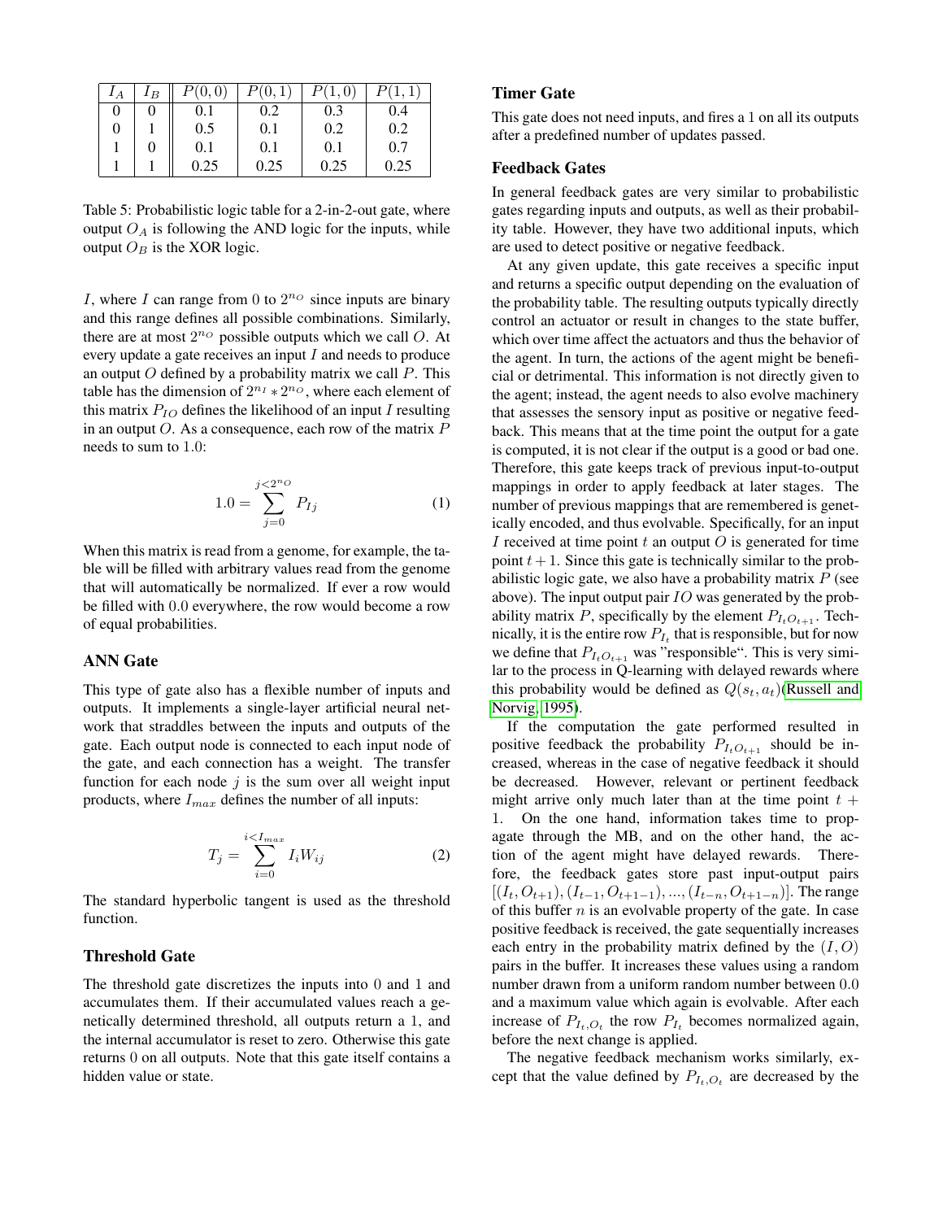| $I_A$ | $I_B$ | $P(0,0)$ | $P(0,1)$ | $P(1,0)$ | $P(1,1)$ |
|---|---|---|---|---|---|
| 0 | 0 | 0.1 | 0.2 | 0.3 | 0.4 |
| 0 | 1 | 0.5 | 0.1 | 0.2 | 0.2 |
| 1 | 0 | 0.1 | 0.1 | 0.1 | 0.7 |
| 1 | 1 | 0.25 | 0.25 | 0.25 | 0.25 |

Table 5: Probabilistic logic table for a 2-in-2-out gate, where output $O_A$ is following the AND logic for the inputs, while output $O_B$ is the XOR logic.

$I$, where $I$ can range from 0 to $2^{n_O}$ since inputs are binary and this range defines all possible combinations. Similarly, there are at most $2^{n_O}$ possible outputs which we call $O$. At every update a gate receives an input $I$ and needs to produce an output $O$ defined by a probability matrix we call $P$. This table has the dimension of $2^{n_I} * 2^{n_O}$, where each element of this matrix $P_{IO}$ defines the likelihood of an input $I$ resulting in an output $O$. As a consequence, each row of the matrix $P$ needs to sum to 1.0:

$$1.0 = \sum_{j=0}^{j<2^{n_O}} P_{Ij} \quad (1)$$

When this matrix is read from a genome, for example, the table will be filled with arbitrary values read from the genome that will automatically be normalized. If ever a row would be filled with 0.0 everywhere, the row would become a row of equal probabilities.

### ANN Gate

This type of gate also has a flexible number of inputs and outputs. It implements a single-layer artificial neural network that straddles between the inputs and outputs of the gate. Each output node is connected to each input node of the gate, and each connection has a weight. The transfer function for each node $j$ is the sum over all weight input products, where $I_{max}$ defines the number of all inputs:

$$T_j = \sum_{i=0}^{i<I_{max}} I_i W_{ij} \quad (2)$$

The standard hyperbolic tangent is used as the threshold function.

### Threshold Gate

The threshold gate discretizes the inputs into 0 and 1 and accumulates them. If their accumulated values reach a genetically determined threshold, all outputs return a 1, and the internal accumulator is reset to zero. Otherwise this gate returns 0 on all outputs. Note that this gate itself contains a hidden value or state.

### Timer Gate

This gate does not need inputs, and fires a 1 on all its outputs after a predefined number of updates passed.

### Feedback Gates

In general feedback gates are very similar to probabilistic gates regarding inputs and outputs, as well as their probability table. However, they have two additional inputs, which are used to detect positive or negative feedback.

At any given update, this gate receives a specific input and returns a specific output depending on the evaluation of the probability table. The resulting outputs typically directly control an actuator or result in changes to the state buffer, which over time affect the actuators and thus the behavior of the agent. In turn, the actions of the agent might be beneficial or detrimental. This information is not directly given to the agent; instead, the agent needs to also evolve machinery that assesses the sensory input as positive or negative feedback. This means that at the time point the output for a gate is computed, it is not clear if the output is a good or bad one. Therefore, this gate keeps track of previous input-to-output mappings in order to apply feedback at later stages. The number of previous mappings that are remembered is genetically encoded, and thus evolvable. Specifically, for an input $I$ received at time point $t$ an output $O$ is generated for time point $t+1$. Since this gate is technically similar to the probabilistic logic gate, we also have a probability matrix $P$ (see above). The input output pair $IO$ was generated by the probability matrix $P$, specifically by the element $P_{I_t O_{t+1}}$. Technically, it is the entire row $P_{I_t}$ that is responsible, but for now we define that $P_{I_t O_{t+1}}$ was "responsible". This is very similar to the process in Q-learning with delayed rewards where this probability would be defined as $Q(s_t, a_t)$(Russell and Norvig, 1995).

If the computation the gate performed resulted in positive feedback the probability $P_{I_t O_{t+1}}$ should be increased, whereas in the case of negative feedback it should be decreased. However, relevant or pertinent feedback might arrive only much later than at the time point $t+1$. On the one hand, information takes time to propagate through the MB, and on the other hand, the action of the agent might have delayed rewards. Therefore, the feedback gates store past input-output pairs $[(I_t, O_{t+1}), (I_{t-1}, O_{t+1-1}), ..., (I_{t-n}, O_{t+1-n})]$. The range of this buffer $n$ is an evolvable property of the gate. In case positive feedback is received, the gate sequentially increases each entry in the probability matrix defined by the $(I, O)$ pairs in the buffer. It increases these values using a random number drawn from a uniform random number between 0.0 and a maximum value which again is evolvable. After each increase of $P_{I_t, O_t}$ the row $P_{I_t}$ becomes normalized again, before the next change is applied.

The negative feedback mechanism works similarly, except that the value defined by $P_{I_t, O_t}$ are decreased by the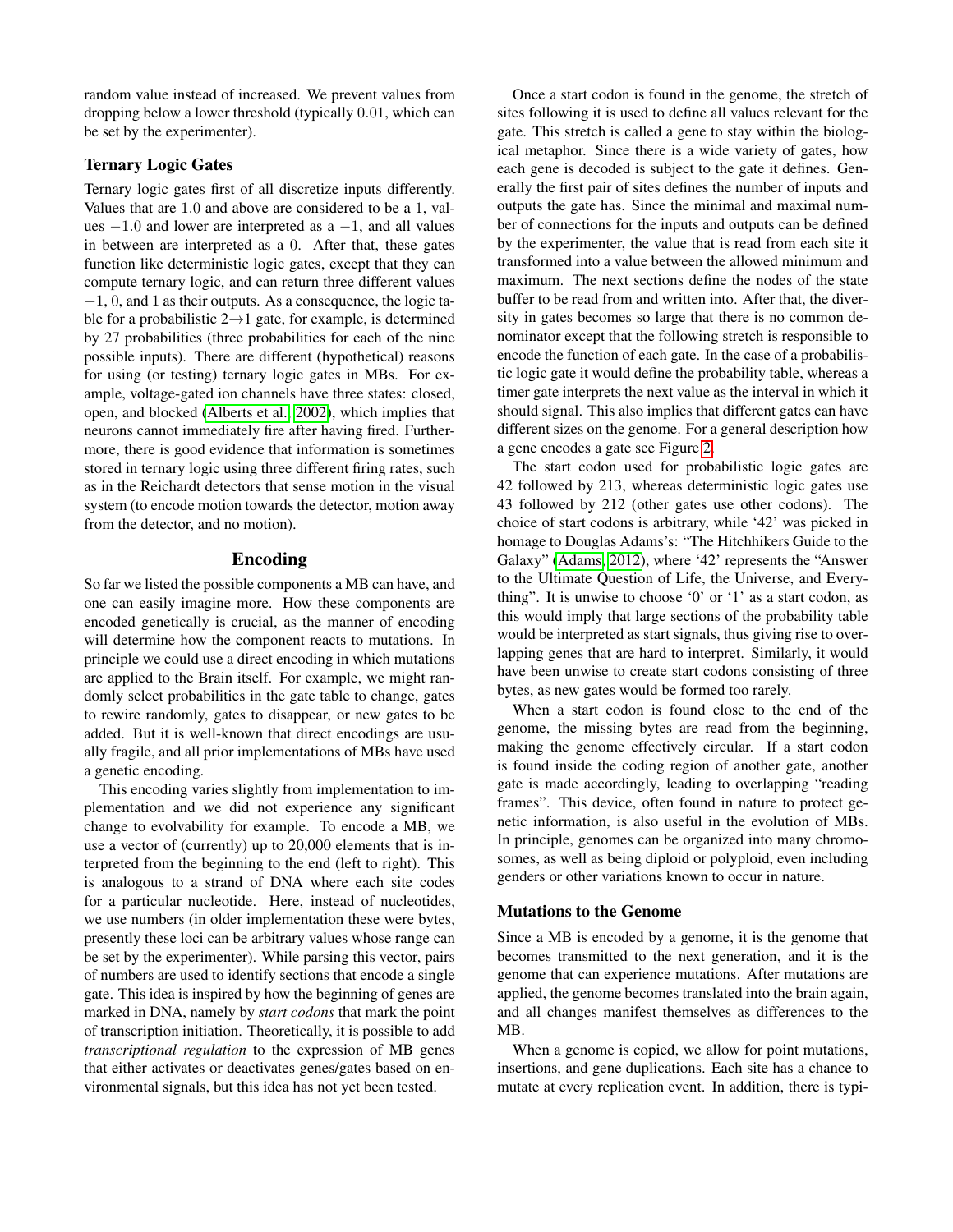random value instead of increased. We prevent values from dropping below a lower threshold (typically $0.01$, which can be set by the experimenter).

### Ternary Logic Gates

Ternary logic gates first of all discretize inputs differently. Values that are $1.0$ and above are considered to be a $1$, values $-1.0$ and lower are interpreted as a $-1$, and all values in between are interpreted as a $0$. After that, these gates function like deterministic logic gates, except that they can compute ternary logic, and can return three different values $-1$, $0$, and $1$ as their outputs. As a consequence, the logic table for a probabilistic $2 \rightarrow 1$ gate, for example, is determined by 27 probabilities (three probabilities for each of the nine possible inputs). There are different (hypothetical) reasons for using (or testing) ternary logic gates in MBs. For example, voltage-gated ion channels have three states: closed, open, and blocked (Alberts et al., 2002), which implies that neurons cannot immediately fire after having fired. Furthermore, there is good evidence that information is sometimes stored in ternary logic using three different firing rates, such as in the Reichardt detectors that sense motion in the visual system (to encode motion towards the detector, motion away from the detector, and no motion).

## Encoding

So far we listed the possible components a MB can have, and one can easily imagine more. How these components are encoded genetically is crucial, as the manner of encoding will determine how the component reacts to mutations. In principle we could use a direct encoding in which mutations are applied to the Brain itself. For example, we might randomly select probabilities in the gate table to change, gates to rewire randomly, gates to disappear, or new gates to be added. But it is well-known that direct encodings are usually fragile, and all prior implementations of MBs have used a genetic encoding.

This encoding varies slightly from implementation to implementation and we did not experience any significant change to evolvability for example. To encode a MB, we use a vector of (currently) up to 20,000 elements that is interpreted from the beginning to the end (left to right). This is analogous to a strand of DNA where each site codes for a particular nucleotide. Here, instead of nucleotides, we use numbers (in older implementation these were bytes, presently these loci can be arbitrary values whose range can be set by the experimenter). While parsing this vector, pairs of numbers are used to identify sections that encode a single gate. This idea is inspired by how the beginning of genes are marked in DNA, namely by *start codons* that mark the point of transcription initiation. Theoretically, it is possible to add *transcriptional regulation* to the expression of MB genes that either activates or deactivates genes/gates based on environmental signals, but this idea has not yet been tested.

Once a start codon is found in the genome, the stretch of sites following it is used to define all values relevant for the gate. This stretch is called a gene to stay within the biological metaphor. Since there is a wide variety of gates, how each gene is decoded is subject to the gate it defines. Generally the first pair of sites defines the number of inputs and outputs the gate has. Since the minimal and maximal number of connections for the inputs and outputs can be defined by the experimenter, the value that is read from each site it transformed into a value between the allowed minimum and maximum. The next sections define the nodes of the state buffer to be read from and written into. After that, the diversity in gates becomes so large that there is no common denominator except that the following stretch is responsible to encode the function of each gate. In the case of a probabilistic logic gate it would define the probability table, whereas a timer gate interprets the next value as the interval in which it should signal. This also implies that different gates can have different sizes on the genome. For a general description how a gene encodes a gate see Figure 2.

The start codon used for probabilistic logic gates are 42 followed by 213, whereas deterministic logic gates use 43 followed by 212 (other gates use other codons). The choice of start codons is arbitrary, while '42' was picked in homage to Douglas Adams's: "The Hitchhikers Guide to the Galaxy" (Adams, 2012), where '42' represents the "Answer to the Ultimate Question of Life, the Universe, and Everything". It is unwise to choose '0' or '1' as a start codon, as this would imply that large sections of the probability table would be interpreted as start signals, thus giving rise to overlapping genes that are hard to interpret. Similarly, it would have been unwise to create start codons consisting of three bytes, as new gates would be formed too rarely.

When a start codon is found close to the end of the genome, the missing bytes are read from the beginning, making the genome effectively circular. If a start codon is found inside the coding region of another gate, another gate is made accordingly, leading to overlapping "reading frames". This device, often found in nature to protect genetic information, is also useful in the evolution of MBs. In principle, genomes can be organized into many chromosomes, as well as being diploid or polyploid, even including genders or other variations known to occur in nature.

### Mutations to the Genome

Since a MB is encoded by a genome, it is the genome that becomes transmitted to the next generation, and it is the genome that can experience mutations. After mutations are applied, the genome becomes translated into the brain again, and all changes manifest themselves as differences to the MB.

When a genome is copied, we allow for point mutations, insertions, and gene duplications. Each site has a chance to mutate at every replication event. In addition, there is typi-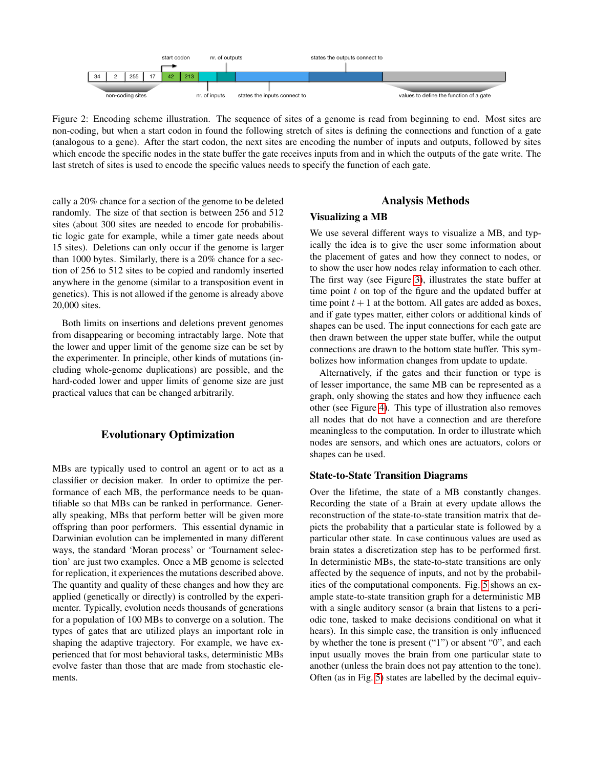Figure 2: Encoding scheme illustration. The sequence of sites of a genome is read from beginning to end. Most sites are non-coding, but when a start codon in found the following stretch of sites is defining the connections and function of a gate (analogous to a gene). After the start codon, the next sites are encoding the number of inputs and outputs, followed by sites which encode the specific nodes in the state buffer the gate receives inputs from and in which the outputs of the gate write. The last stretch of sites is used to encode the specific values needs to specify the function of each gate.

cally a 20% chance for a section of the genome to be deleted randomly. The size of that section is between 256 and 512 sites (about 300 sites are needed to encode for probabilistic logic gate for example, while a timer gate needs about 15 sites). Deletions can only occur if the genome is larger than 1000 bytes. Similarly, there is a 20% chance for a section of 256 to 512 sites to be copied and randomly inserted anywhere in the genome (similar to a transposition event in genetics). This is not allowed if the genome is already above 20,000 sites.

Both limits on insertions and deletions prevent genomes from disappearing or becoming intractably large. Note that the lower and upper limit of the genome size can be set by the experimenter. In principle, other kinds of mutations (including whole-genome duplications) are possible, and the hard-coded lower and upper limits of genome size are just practical values that can be changed arbitrarily.

## Evolutionary Optimization

MBs are typically used to control an agent or to act as a classifier or decision maker. In order to optimize the performance of each MB, the performance needs to be quantifiable so that MBs can be ranked in performance. Generally speaking, MBs that perform better will be given more offspring than poor performers. This essential dynamic in Darwinian evolution can be implemented in many different ways, the standard 'Moran process' or 'Tournament selection' are just two examples. Once a MB genome is selected for replication, it experiences the mutations described above. The quantity and quality of these changes and how they are applied (genetically or directly) is controlled by the experimenter. Typically, evolution needs thousands of generations for a population of 100 MBs to converge on a solution. The types of gates that are utilized plays an important role in shaping the adaptive trajectory. For example, we have experienced that for most behavioral tasks, deterministic MBs evolve faster than those that are made from stochastic elements.

## Analysis Methods

### Visualizing a MB

We use several different ways to visualize a MB, and typically the idea is to give the user some information about the placement of gates and how they connect to nodes, or to show the user how nodes relay information to each other. The first way (see Figure 3), illustrates the state buffer at time point $t$ on top of the figure and the updated buffer at time point $t+1$ at the bottom. All gates are added as boxes, and if gate types matter, either colors or additional kinds of shapes can be used. The input connections for each gate are then drawn between the upper state buffer, while the output connections are drawn to the bottom state buffer. This symbolizes how information changes from update to update.

Alternatively, if the gates and their function or type is of lesser importance, the same MB can be represented as a graph, only showing the states and how they influence each other (see Figure 4). This type of illustration also removes all nodes that do not have a connection and are therefore meaningless to the computation. In order to illustrate which nodes are sensors, and which ones are actuators, colors or shapes can be used.

### State-to-State Transition Diagrams

Over the lifetime, the state of a MB constantly changes. Recording the state of a Brain at every update allows the reconstruction of the state-to-state transition matrix that depicts the probability that a particular state is followed by a particular other state. In case continuous values are used as brain states a discretization step has to be performed first. In deterministic MBs, the state-to-state transitions are only affected by the sequence of inputs, and not by the probabilities of the computational components. Fig. 5 shows an example state-to-state transition graph for a deterministic MB with a single auditory sensor (a brain that listens to a periodic tone, tasked to make decisions conditional on what it hears). In this simple case, the transition is only influenced by whether the tone is present ("1") or absent "0", and each input usually moves the brain from one particular state to another (unless the brain does not pay attention to the tone). Often (as in Fig. 5) states are labelled by the decimal equiv-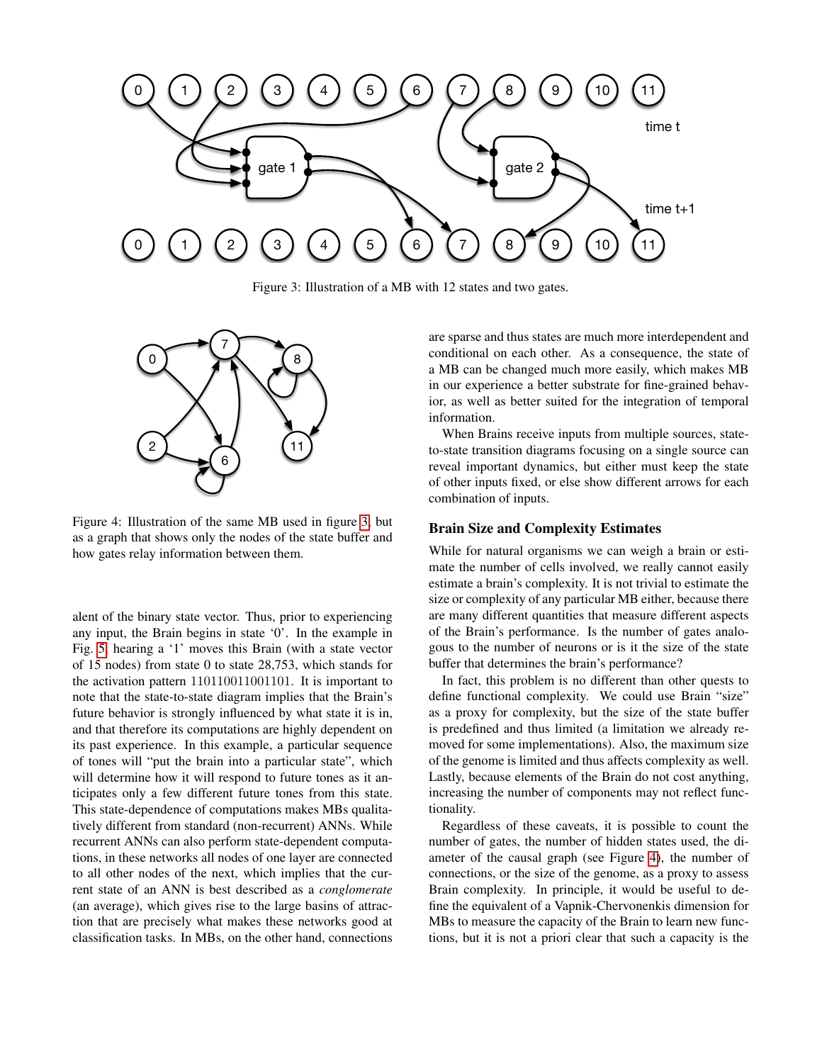Figure 3: Illustration of a MB with 12 states and two gates.

Figure 4: Illustration of the same MB used in figure 3, but as a graph that shows only the nodes of the state buffer and how gates relay information between them.

alent of the binary state vector. Thus, prior to experiencing any input, the Brain begins in state '0'. In the example in Fig. 5, hearing a '1' moves this Brain (with a state vector of 15 nodes) from state 0 to state 28,753, which stands for the activation pattern 110110011001101. It is important to note that the state-to-state diagram implies that the Brain's future behavior is strongly influenced by what state it is in, and that therefore its computations are highly dependent on its past experience. In this example, a particular sequence of tones will "put the brain into a particular state", which will determine how it will respond to future tones as it anticipates only a few different future tones from this state. This state-dependence of computations makes MBs qualitatively different from standard (non-recurrent) ANNs. While recurrent ANNs can also perform state-dependent computations, in these networks all nodes of one layer are connected to all other nodes of the next, which implies that the current state of an ANN is best described as a *conglomerate* (an average), which gives rise to the large basins of attraction that are precisely what makes these networks good at classification tasks. In MBs, on the other hand, connections are sparse and thus states are much more interdependent and conditional on each other. As a consequence, the state of a MB can be changed much more easily, which makes MB in our experience a better substrate for fine-grained behavior, as well as better suited for the integration of temporal information.

When Brains receive inputs from multiple sources, state-to-state transition diagrams focusing on a single source can reveal important dynamics, but either must keep the state of other inputs fixed, or else show different arrows for each combination of inputs.

## Brain Size and Complexity Estimates

While for natural organisms we can weigh a brain or estimate the number of cells involved, we really cannot easily estimate a brain's complexity. It is not trivial to estimate the size or complexity of any particular MB either, because there are many different quantities that measure different aspects of the Brain's performance. Is the number of gates analogous to the number of neurons or is it the size of the state buffer that determines the brain's performance?

In fact, this problem is no different than other quests to define functional complexity. We could use Brain "size" as a proxy for complexity, but the size of the state buffer is predefined and thus limited (a limitation we already removed for some implementations). Also, the maximum size of the genome is limited and thus affects complexity as well. Lastly, because elements of the Brain do not cost anything, increasing the number of components may not reflect functionality.

Regardless of these caveats, it is possible to count the number of gates, the number of hidden states used, the diameter of the causal graph (see Figure 4), the number of connections, or the size of the genome, as a proxy to assess Brain complexity. In principle, it would be useful to define the equivalent of a Vapnik-Chervonenkis dimension for MBs to measure the capacity of the Brain to learn new functions, but it is not a priori clear that such a capacity is the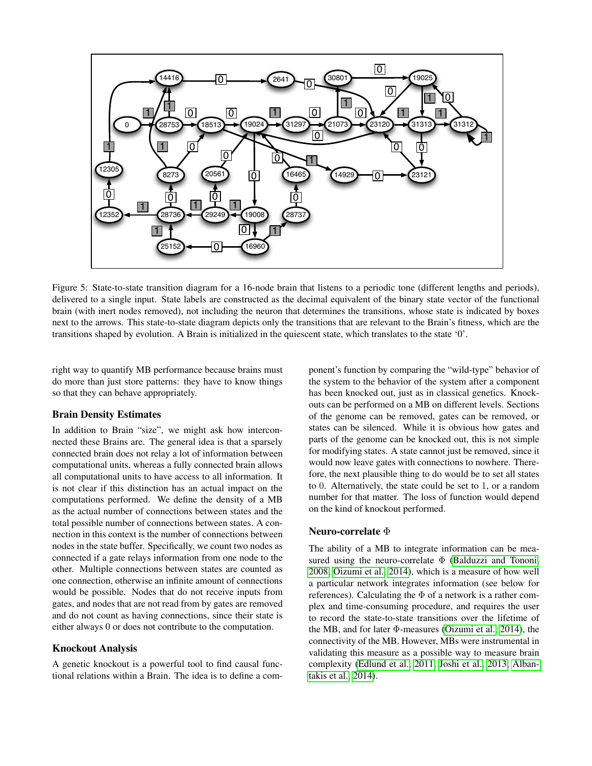Figure 5: State-to-state transition diagram for a 16-node brain that listens to a periodic tone (different lengths and periods), delivered to a single input. State labels are constructed as the decimal equivalent of the binary state vector of the functional brain (with inert nodes removed), not including the neuron that determines the transitions, whose state is indicated by boxes next to the arrows. This state-to-state diagram depicts only the transitions that are relevant to the Brain's fitness, which are the transitions shaped by evolution. A Brain is initialized in the quiescent state, which translates to the state '0'.

right way to quantify MB performance because brains must do more than just store patterns: they have to know things so that they can behave appropriately.

### Brain Density Estimates

In addition to Brain "size", we might ask how interconnected these Brains are. The general idea is that a sparsely connected brain does not relay a lot of information between computational units, whereas a fully connected brain allows all computational units to have access to all information. It is not clear if this distinction has an actual impact on the computations performed. We define the density of a MB as the actual number of connections between states and the total possible number of connections between states. A connection in this context is the number of connections between nodes in the state buffer. Specifically, we count two nodes as connected if a gate relays information from one node to the other. Multiple connections between states are counted as one connection, otherwise an infinite amount of connections would be possible. Nodes that do not receive inputs from gates, and nodes that are not read from by gates are removed and do not count as having connections, since their state is either always 0 or does not contribute to the computation.

### Knockout Analysis

A genetic knockout is a powerful tool to find causal functional relations within a Brain. The idea is to define a component's function by comparing the "wild-type" behavior of the system to the behavior of the system after a component has been knocked out, just as in classical genetics. Knockouts can be performed on a MB on different levels. Sections of the genome can be removed, gates can be removed, or states can be silenced. While it is obvious how gates and parts of the genome can be knocked out, this is not simple for modifying states. A state cannot just be removed, since it would now leave gates with connections to nowhere. Therefore, the most plausible thing to do would be to set all states to 0. Alternatively, the state could be set to 1, or a random number for that matter. The loss of function would depend on the kind of knockout performed.

### Neuro-correlate $\Phi$

The ability of a MB to integrate information can be measured using the neuro-correlate $\Phi$ (Balduzzi and Tononi, 2008; Oizumi et al., 2014), which is a measure of how well a particular network integrates information (see below for references). Calculating the $\Phi$ of a network is a rather complex and time-consuming procedure, and requires the user to record the state-to-state transitions over the lifetime of the MB, and for later $\Phi$-measures (Oizumi et al., 2014), the connectivity of the MB. However, MBs were instrumental in validating this measure as a possible way to measure brain complexity (Edlund et al., 2011; Joshi et al., 2013; Albantakis et al., 2014).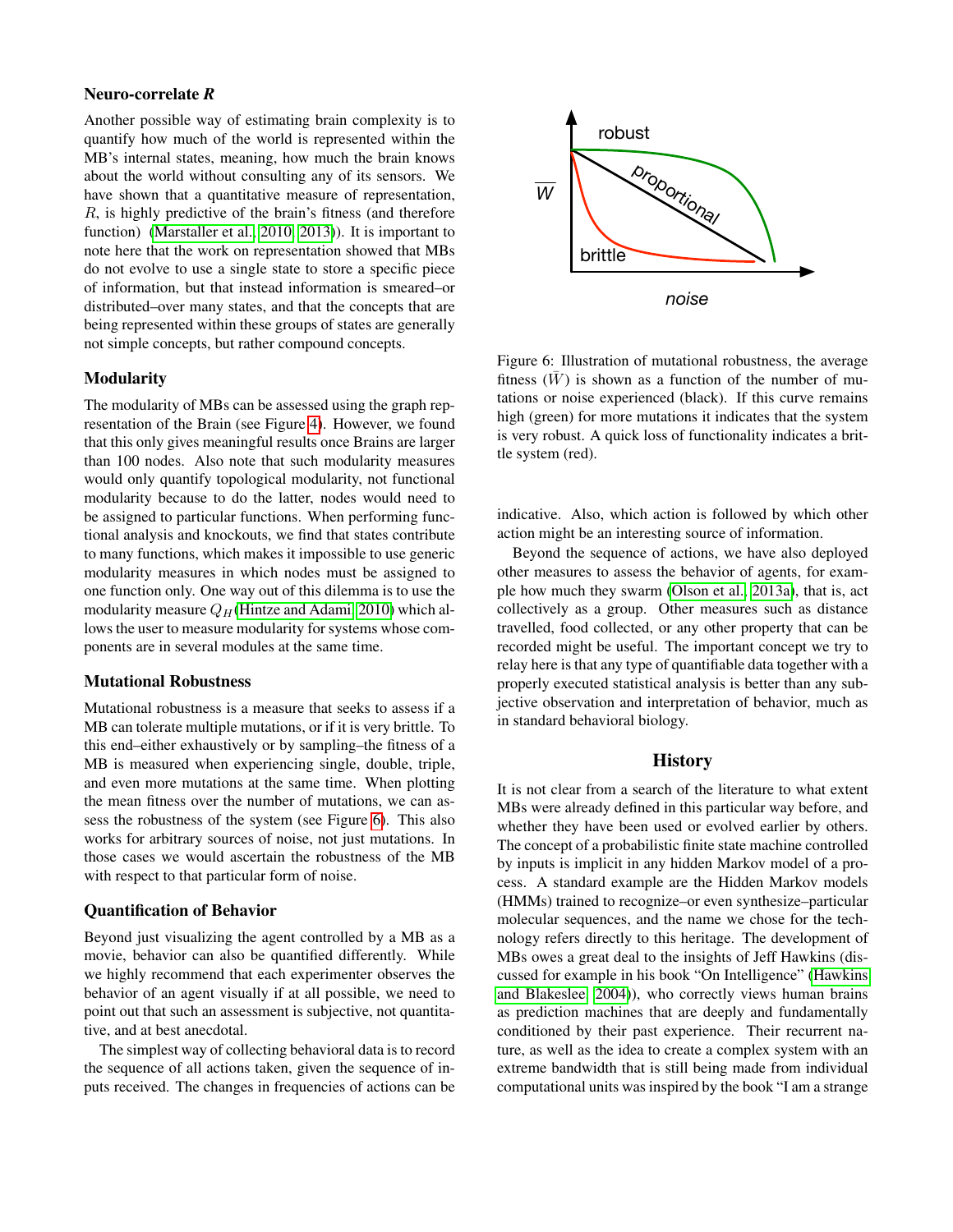### Neuro-correlate *R*

Another possible way of estimating brain complexity is to quantify how much of the world is represented within the MB's internal states, meaning, how much the brain knows about the world without consulting any of its sensors. We have shown that a quantitative measure of representation, $R$, is highly predictive of the brain's fitness (and therefore function) (Marstaller et al., 2010, 2013)). It is important to note here that the work on representation showed that MBs do not evolve to use a single state to store a specific piece of information, but that instead information is smeared–or distributed–over many states, and that the concepts that are being represented within these groups of states are generally not simple concepts, but rather compound concepts.

### Modularity

The modularity of MBs can be assessed using the graph representation of the Brain (see Figure 4). However, we found that this only gives meaningful results once Brains are larger than 100 nodes. Also note that such modularity measures would only quantify topological modularity, not functional modularity because to do the latter, nodes would need to be assigned to particular functions. When performing functional analysis and knockouts, we find that states contribute to many functions, which makes it impossible to use generic modularity measures in which nodes must be assigned to one function only. One way out of this dilemma is to use the modularity measure $Q_H$ (Hintze and Adami, 2010) which allows the user to measure modularity for systems whose components are in several modules at the same time.

### Mutational Robustness

Mutational robustness is a measure that seeks to assess if a MB can tolerate multiple mutations, or if it is very brittle. To this end–either exhaustively or by sampling–the fitness of a MB is measured when experiencing single, double, triple, and even more mutations at the same time. When plotting the mean fitness over the number of mutations, we can assess the robustness of the system (see Figure 6). This also works for arbitrary sources of noise, not just mutations. In those cases we would ascertain the robustness of the MB with respect to that particular form of noise.

Figure 6: Illustration of mutational robustness, the average fitness ($\bar{W}$) is shown as a function of the number of mutations or noise experienced (black). If this curve remains high (green) for more mutations it indicates that the system is very robust. A quick loss of functionality indicates a brittle system (red).

### Quantification of Behavior

Beyond just visualizing the agent controlled by a MB as a movie, behavior can also be quantified differently. While we highly recommend that each experimenter observes the behavior of an agent visually if at all possible, we need to point out that such an assessment is subjective, not quantitative, and at best anecdotal.

The simplest way of collecting behavioral data is to record the sequence of all actions taken, given the sequence of inputs received. The changes in frequencies of actions can be indicative. Also, which action is followed by which other action might be an interesting source of information.

Beyond the sequence of actions, we have also deployed other measures to assess the behavior of agents, for example how much they swarm (Olson et al., 2013a), that is, act collectively as a group. Other measures such as distance travelled, food collected, or any other property that can be recorded might be useful. The important concept we try to relay here is that any type of quantifiable data together with a properly executed statistical analysis is better than any subjective observation and interpretation of behavior, much as in standard behavioral biology.

## History

It is not clear from a search of the literature to what extent MBs were already defined in this particular way before, and whether they have been used or evolved earlier by others. The concept of a probabilistic finite state machine controlled by inputs is implicit in any hidden Markov model of a process. A standard example are the Hidden Markov models (HMMs) trained to recognize–or even synthesize–particular molecular sequences, and the name we chose for the technology refers directly to this heritage. The development of MBs owes a great deal to the insights of Jeff Hawkins (discussed for example in his book "On Intelligence" (Hawkins and Blakeslee, 2004)), who correctly views human brains as prediction machines that are deeply and fundamentally conditioned by their past experience. Their recurrent nature, as well as the idea to create a complex system with an extreme bandwidth that is still being made from individual computational units was inspired by the book "I am a strange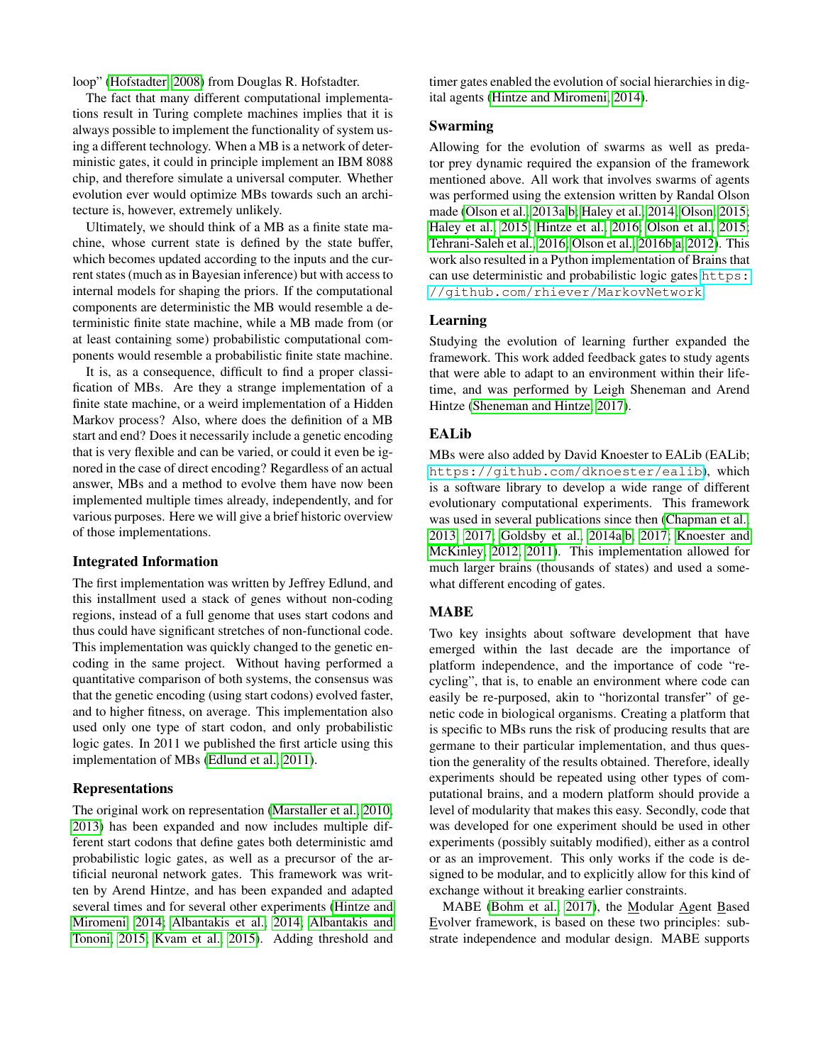loop" (Hofstadter, 2008) from Douglas R. Hofstadter.

The fact that many different computational implementations result in Turing complete machines implies that it is always possible to implement the functionality of system using a different technology. When a MB is a network of deterministic gates, it could in principle implement an IBM 8088 chip, and therefore simulate a universal computer. Whether evolution ever would optimize MBs towards such an architecture is, however, extremely unlikely.

Ultimately, we should think of a MB as a finite state machine, whose current state is defined by the state buffer, which becomes updated according to the inputs and the current states (much as in Bayesian inference) but with access to internal models for shaping the priors. If the computational components are deterministic the MB would resemble a deterministic finite state machine, while a MB made from (or at least containing some) probabilistic computational components would resemble a probabilistic finite state machine.

It is, as a consequence, difficult to find a proper classification of MBs. Are they a strange implementation of a finite state machine, or a weird implementation of a Hidden Markov process? Also, where does the definition of a MB start and end? Does it necessarily include a genetic encoding that is very flexible and can be varied, or could it even be ignored in the case of direct encoding? Regardless of an actual answer, MBs and a method to evolve them have now been implemented multiple times already, independently, and for various purposes. Here we will give a brief historic overview of those implementations.

### Integrated Information

The first implementation was written by Jeffrey Edlund, and this installment used a stack of genes without non-coding regions, instead of a full genome that uses start codons and thus could have significant stretches of non-functional code. This implementation was quickly changed to the genetic encoding in the same project. Without having performed a quantitative comparison of both systems, the consensus was that the genetic encoding (using start codons) evolved faster, and to higher fitness, on average. This implementation also used only one type of start codon, and only probabilistic logic gates. In 2011 we published the first article using this implementation of MBs (Edlund et al., 2011).

### Representations

The original work on representation (Marstaller et al., 2010, 2013) has been expanded and now includes multiple different start codons that define gates both deterministic amd probabilistic logic gates, as well as a precursor of the artificial neuronal network gates. This framework was written by Arend Hintze, and has been expanded and adapted several times and for several other experiments (Hintze and Miromeni, 2014; Albantakis et al., 2014; Albantakis and Tononi, 2015; Kvam et al., 2015). Adding threshold and timer gates enabled the evolution of social hierarchies in digital agents (Hintze and Miromeni, 2014).

### Swarming

Allowing for the evolution of swarms as well as predator prey dynamic required the expansion of the framework mentioned above. All work that involves swarms of agents was performed using the extension written by Randal Olson made (Olson et al., 2013a,b; Haley et al., 2014; Olson, 2015; Haley et al., 2015; Hintze et al., 2016; Olson et al., 2015; Tehrani-Saleh et al., 2016; Olson et al., 2016b,a, 2012). This work also resulted in a Python implementation of Brains that can use deterministic and probabilistic logic gates https://github.com/rhiever/MarkovNetwork.

### Learning

Studying the evolution of learning further expanded the framework. This work added feedback gates to study agents that were able to adapt to an environment within their lifetime, and was performed by Leigh Sheneman and Arend Hintze (Sheneman and Hintze, 2017).

### EALib

MBs were also added by David Knoester to EALib (EALib; https://github.com/dknoester/ealib), which is a software library to develop a wide range of different evolutionary computational experiments. This framework was used in several publications since then (Chapman et al., 2013, 2017; Goldsby et al., 2014a,b, 2017; Knoester and McKinley, 2012, 2011). This implementation allowed for much larger brains (thousands of states) and used a somewhat different encoding of gates.

### MABE

Two key insights about software development that have emerged within the last decade are the importance of platform independence, and the importance of code "recycling", that is, to enable an environment where code can easily be re-purposed, akin to "horizontal transfer" of genetic code in biological organisms. Creating a platform that is specific to MBs runs the risk of producing results that are germane to their particular implementation, and thus question the generality of the results obtained. Therefore, ideally experiments should be repeated using other types of computational brains, and a modern platform should provide a level of modularity that makes this easy. Secondly, code that was developed for one experiment should be used in other experiments (possibly suitably modified), either as a control or as an improvement. This only works if the code is designed to be modular, and to explicitly allow for this kind of exchange without it breaking earlier constraints.

MABE (Bohm et al., 2017), the Modular Agent Based Evolver framework, is based on these two principles: substrate independence and modular design. MABE supports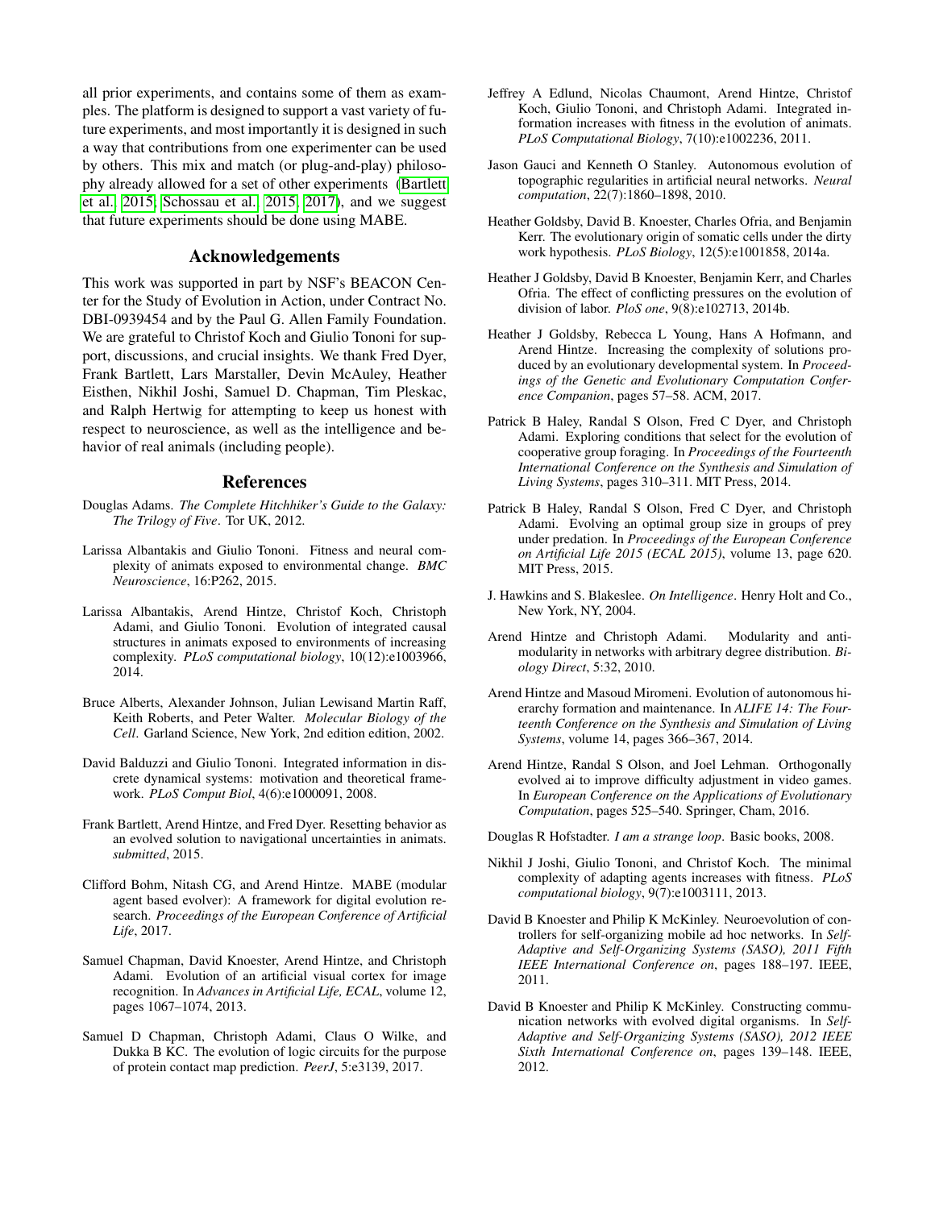all prior experiments, and contains some of them as examples. The platform is designed to support a vast variety of future experiments, and most importantly it is designed in such a way that contributions from one experimenter can be used by others. This mix and match (or plug-and-play) philosophy already allowed for a set of other experiments (Bartlett et al., 2015; Schossau et al., 2015, 2017), and we suggest that future experiments should be done using MABE.

## Acknowledgements

This work was supported in part by NSF's BEACON Center for the Study of Evolution in Action, under Contract No. DBI-0939454 and by the Paul G. Allen Family Foundation. We are grateful to Christof Koch and Giulio Tononi for support, discussions, and crucial insights. We thank Fred Dyer, Frank Bartlett, Lars Marstaller, Devin McAuley, Heather Eisthen, Nikhil Joshi, Samuel D. Chapman, Tim Pleskac, and Ralph Hertwig for attempting to keep us honest with respect to neuroscience, as well as the intelligence and behavior of real animals (including people).

## References

Douglas Adams. *The Complete Hitchhiker's Guide to the Galaxy: The Trilogy of Five*. Tor UK, 2012.

Larissa Albantakis and Giulio Tononi. Fitness and neural complexity of animats exposed to environmental change. *BMC Neuroscience*, 16:P262, 2015.

Larissa Albantakis, Arend Hintze, Christof Koch, Christoph Adami, and Giulio Tononi. Evolution of integrated causal structures in animats exposed to environments of increasing complexity. *PLoS computational biology*, 10(12):e1003966, 2014.

Bruce Alberts, Alexander Johnson, Julian Lewisand Martin Raff, Keith Roberts, and Peter Walter. *Molecular Biology of the Cell*. Garland Science, New York, 2nd edition edition, 2002.

David Balduzzi and Giulio Tononi. Integrated information in discrete dynamical systems: motivation and theoretical framework. *PLoS Comput Biol*, 4(6):e1000091, 2008.

Frank Bartlett, Arend Hintze, and Fred Dyer. Resetting behavior as an evolved solution to navigational uncertainties in animats. *submitted*, 2015.

Clifford Bohm, Nitash CG, and Arend Hintze. MABE (modular agent based evolver): A framework for digital evolution research. *Proceedings of the European Conference of Artificial Life*, 2017.

Samuel Chapman, David Knoester, Arend Hintze, and Christoph Adami. Evolution of an artificial visual cortex for image recognition. In *Advances in Artificial Life, ECAL*, volume 12, pages 1067–1074, 2013.

Samuel D Chapman, Christoph Adami, Claus O Wilke, and Dukka B KC. The evolution of logic circuits for the purpose of protein contact map prediction. *PeerJ*, 5:e3139, 2017.

Jeffrey A Edlund, Nicolas Chaumont, Arend Hintze, Christof Koch, Giulio Tononi, and Christoph Adami. Integrated information increases with fitness in the evolution of animats. *PLoS Computational Biology*, 7(10):e1002236, 2011.

Jason Gauci and Kenneth O Stanley. Autonomous evolution of topographic regularities in artificial neural networks. *Neural computation*, 22(7):1860–1898, 2010.

Heather Goldsby, David B. Knoester, Charles Ofria, and Benjamin Kerr. The evolutionary origin of somatic cells under the dirty work hypothesis. *PLoS Biology*, 12(5):e1001858, 2014a.

Heather J Goldsby, David B Knoester, Benjamin Kerr, and Charles Ofria. The effect of conflicting pressures on the evolution of division of labor. *PloS one*, 9(8):e102713, 2014b.

Heather J Goldsby, Rebecca L Young, Hans A Hofmann, and Arend Hintze. Increasing the complexity of solutions produced by an evolutionary developmental system. In *Proceedings of the Genetic and Evolutionary Computation Conference Companion*, pages 57–58. ACM, 2017.

Patrick B Haley, Randal S Olson, Fred C Dyer, and Christoph Adami. Exploring conditions that select for the evolution of cooperative group foraging. In *Proceedings of the Fourteenth International Conference on the Synthesis and Simulation of Living Systems*, pages 310–311. MIT Press, 2014.

Patrick B Haley, Randal S Olson, Fred C Dyer, and Christoph Adami. Evolving an optimal group size in groups of prey under predation. In *Proceedings of the European Conference on Artificial Life 2015 (ECAL 2015)*, volume 13, page 620. MIT Press, 2015.

J. Hawkins and S. Blakeslee. *On Intelligence*. Henry Holt and Co., New York, NY, 2004.

Arend Hintze and Christoph Adami. Modularity and anti-modularity in networks with arbitrary degree distribution. *Biology Direct*, 5:32, 2010.

Arend Hintze and Masoud Miromeni. Evolution of autonomous hierarchy formation and maintenance. In *ALIFE 14: The Fourteenth Conference on the Synthesis and Simulation of Living Systems*, volume 14, pages 366–367, 2014.

Arend Hintze, Randal S Olson, and Joel Lehman. Orthogonally evolved ai to improve difficulty adjustment in video games. In *European Conference on the Applications of Evolutionary Computation*, pages 525–540. Springer, Cham, 2016.

Douglas R Hofstadter. *I am a strange loop*. Basic books, 2008.

Nikhil J Joshi, Giulio Tononi, and Christof Koch. The minimal complexity of adapting agents increases with fitness. *PLoS computational biology*, 9(7):e1003111, 2013.

David B Knoester and Philip K McKinley. Neuroevolution of controllers for self-organizing mobile ad hoc networks. In *Self-Adaptive and Self-Organizing Systems (SASO), 2011 Fifth IEEE International Conference on*, pages 188–197. IEEE, 2011.

David B Knoester and Philip K McKinley. Constructing communication networks with evolved digital organisms. In *Self-Adaptive and Self-Organizing Systems (SASO), 2012 IEEE Sixth International Conference on*, pages 139–148. IEEE, 2012.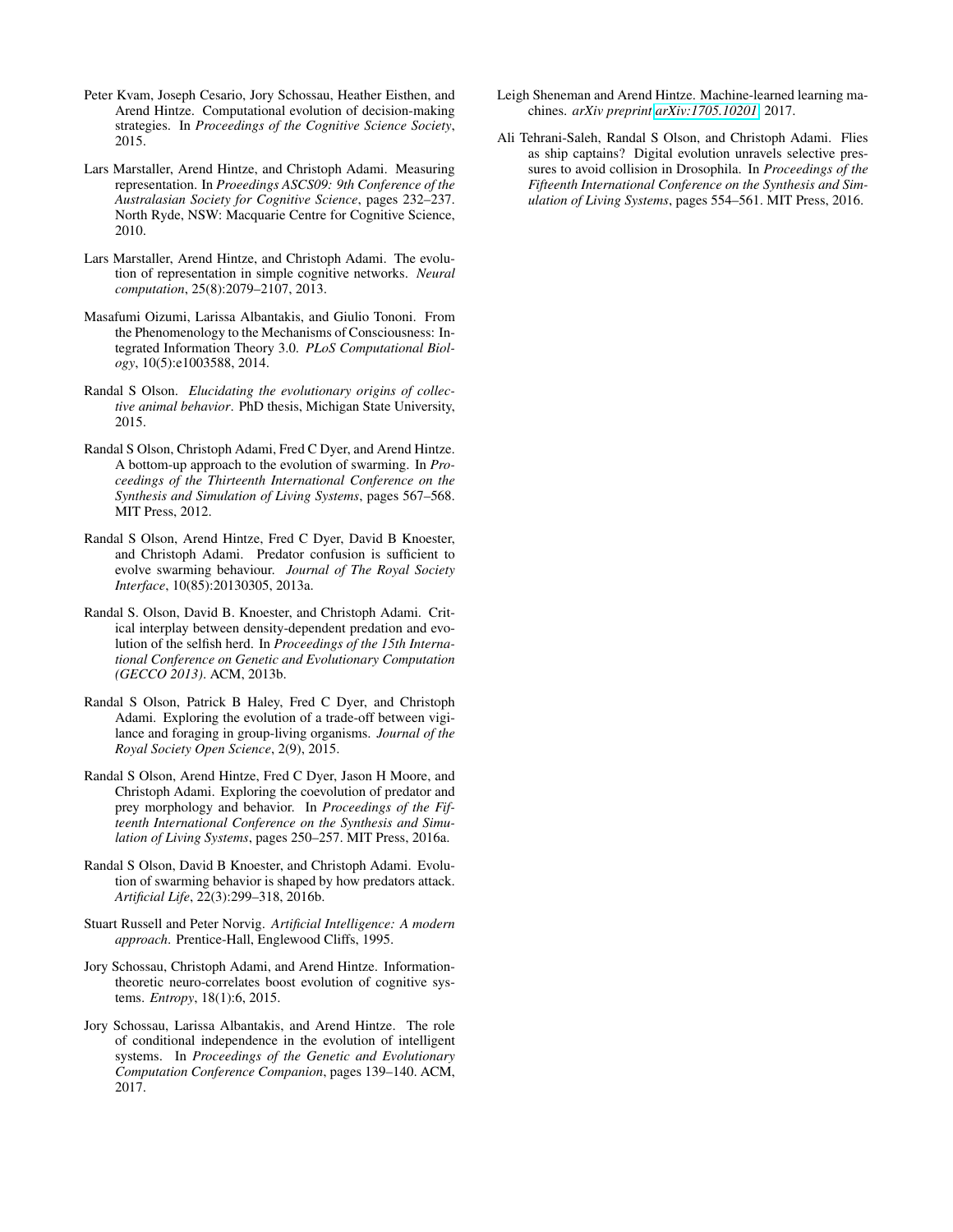Peter Kvam, Joseph Cesario, Jory Schossau, Heather Eisthen, and Arend Hintze. Computational evolution of decision-making strategies. In *Proceedings of the Cognitive Science Society*, 2015.

Lars Marstaller, Arend Hintze, and Christoph Adami. Measuring representation. In *Proeedings ASCS09: 9th Conference of the Australasian Society for Cognitive Science*, pages 232–237. North Ryde, NSW: Macquarie Centre for Cognitive Science, 2010.

Lars Marstaller, Arend Hintze, and Christoph Adami. The evolution of representation in simple cognitive networks. *Neural computation*, 25(8):2079–2107, 2013.

Masafumi Oizumi, Larissa Albantakis, and Giulio Tononi. From the Phenomenology to the Mechanisms of Consciousness: Integrated Information Theory 3.0. *PLoS Computational Biology*, 10(5):e1003588, 2014.

Randal S Olson. *Elucidating the evolutionary origins of collective animal behavior*. PhD thesis, Michigan State University, 2015.

Randal S Olson, Christoph Adami, Fred C Dyer, and Arend Hintze. A bottom-up approach to the evolution of swarming. In *Proceedings of the Thirteenth International Conference on the Synthesis and Simulation of Living Systems*, pages 567–568. MIT Press, 2012.

Randal S Olson, Arend Hintze, Fred C Dyer, David B Knoester, and Christoph Adami. Predator confusion is sufficient to evolve swarming behaviour. *Journal of The Royal Society Interface*, 10(85):20130305, 2013a.

Randal S. Olson, David B. Knoester, and Christoph Adami. Critical interplay between density-dependent predation and evolution of the selfish herd. In *Proceedings of the 15th International Conference on Genetic and Evolutionary Computation (GECCO 2013)*. ACM, 2013b.

Randal S Olson, Patrick B Haley, Fred C Dyer, and Christoph Adami. Exploring the evolution of a trade-off between vigilance and foraging in group-living organisms. *Journal of the Royal Society Open Science*, 2(9), 2015.

Randal S Olson, Arend Hintze, Fred C Dyer, Jason H Moore, and Christoph Adami. Exploring the coevolution of predator and prey morphology and behavior. In *Proceedings of the Fifteenth International Conference on the Synthesis and Simulation of Living Systems*, pages 250–257. MIT Press, 2016a.

Randal S Olson, David B Knoester, and Christoph Adami. Evolution of swarming behavior is shaped by how predators attack. *Artificial Life*, 22(3):299–318, 2016b.

Stuart Russell and Peter Norvig. *Artificial Intelligence: A modern approach*. Prentice-Hall, Englewood Cliffs, 1995.

Jory Schossau, Christoph Adami, and Arend Hintze. Information-theoretic neuro-correlates boost evolution of cognitive systems. *Entropy*, 18(1):6, 2015.

Jory Schossau, Larissa Albantakis, and Arend Hintze. The role of conditional independence in the evolution of intelligent systems. In *Proceedings of the Genetic and Evolutionary Computation Conference Companion*, pages 139–140. ACM, 2017.

Leigh Sheneman and Arend Hintze. Machine-learned learning machines. *arXiv preprint arXiv:1705.10201*, 2017.

Ali Tehrani-Saleh, Randal S Olson, and Christoph Adami. Flies as ship captains? Digital evolution unravels selective pressures to avoid collision in Drosophila. In *Proceedings of the Fifteenth International Conference on the Synthesis and Simulation of Living Systems*, pages 554–561. MIT Press, 2016.